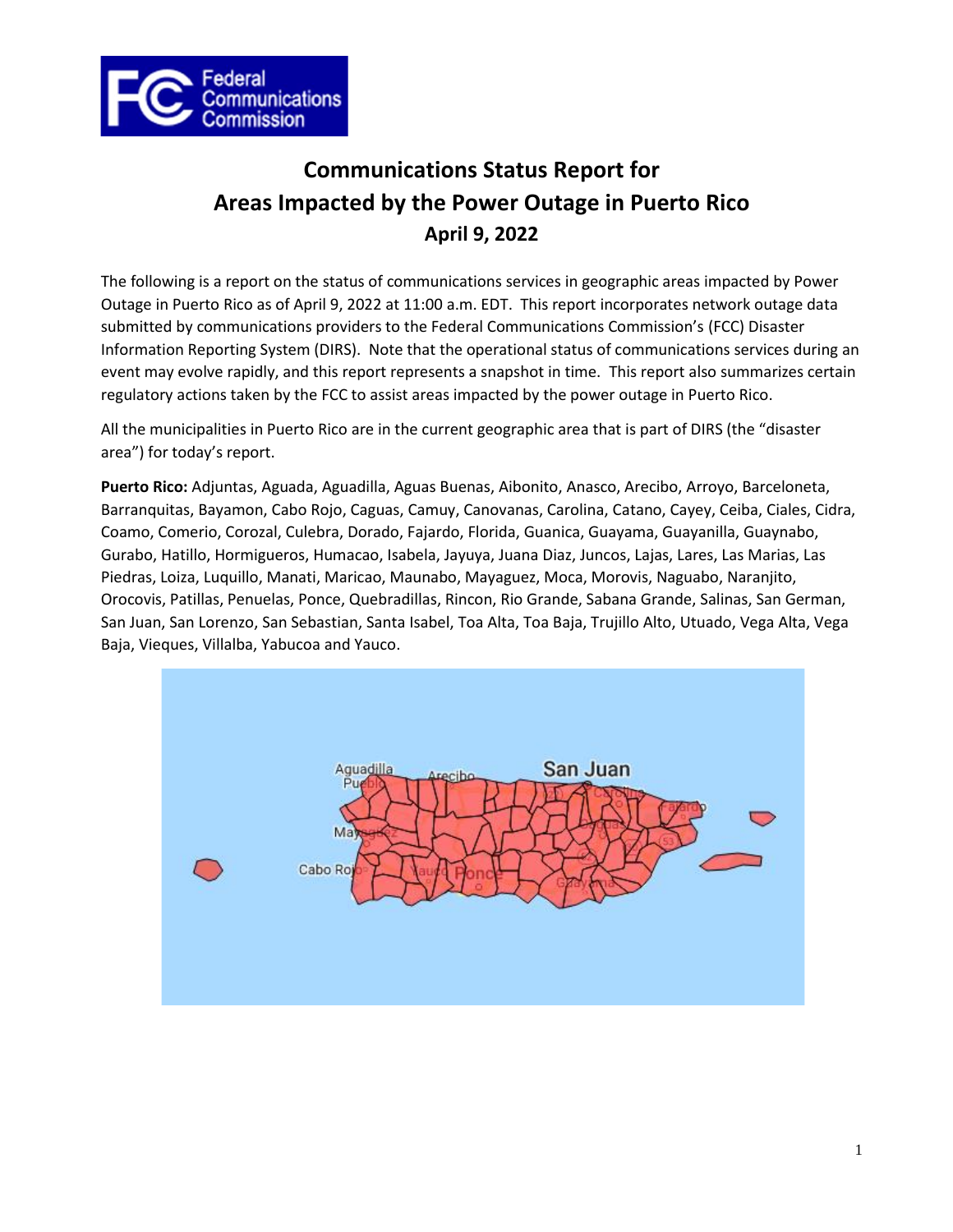# Communications Status Report for Areas Impacted by the Power Outage in Puerto Rico

## April 9, 2022

The following is a report on the status of communications services in geographic areas impacted by Power Outage in Puerto Rico as of April 9, 2022 at 11:00 a.m. EDT. This report incorporates network outage data submitted by communications providers to the Federal Communications Commission's (FCC) Disaster Information Reporting System (DIRS). Note that the operational status of communications services during an event may evolve rapidly, and this report represents a snapshot in time. This report also summarizes certain regulatory actions taken by the FCC to assist areas impacted by the power outage in Puerto Rico.

All the municipalities in Puerto Rico are in the current geographic area that is part of DIRS (the "disaster area") for today's report.

**Puerto Rico:** Adjuntas, Aguada, Aguadilla, Aguas Buenas, Aibonito, Anasco, Arecibo, Arroyo, Barceloneta, Barranquitas, Bayamon, Cabo Rojo, Caguas, Camuy, Canovanas, Carolina, Catano, Cayey, Ceiba, Ciales, Cidra, Coamo, Comerio, Corozal, Culebra, Dorado, Fajardo, Florida, Guanica, Guayama, Guayanilla, Guaynabo, Gurabo, Hatillo, Hormigueros, Humacao, Isabela, Jayuya, Juana Diaz, Juncos, Lajas, Lares, Las Marias, Las Piedras, Loiza, Luquillo, Manati, Maricao, Maunabo, Mayaguez, Moca, Morovis, Naguabo, Naranjito, Orocovis, Patillas, Penuelas, Ponce, Quebradillas, Rincon, Rio Grande, Sabana Grande, Salinas, San German, San Juan, San Lorenzo, San Sebastian, Santa Isabel, Toa Alta, Toa Baja, Trujillo Alto, Utuado, Vega Alta, Vega Baja, Vieques, Villalba, Yabucoa and Yauco.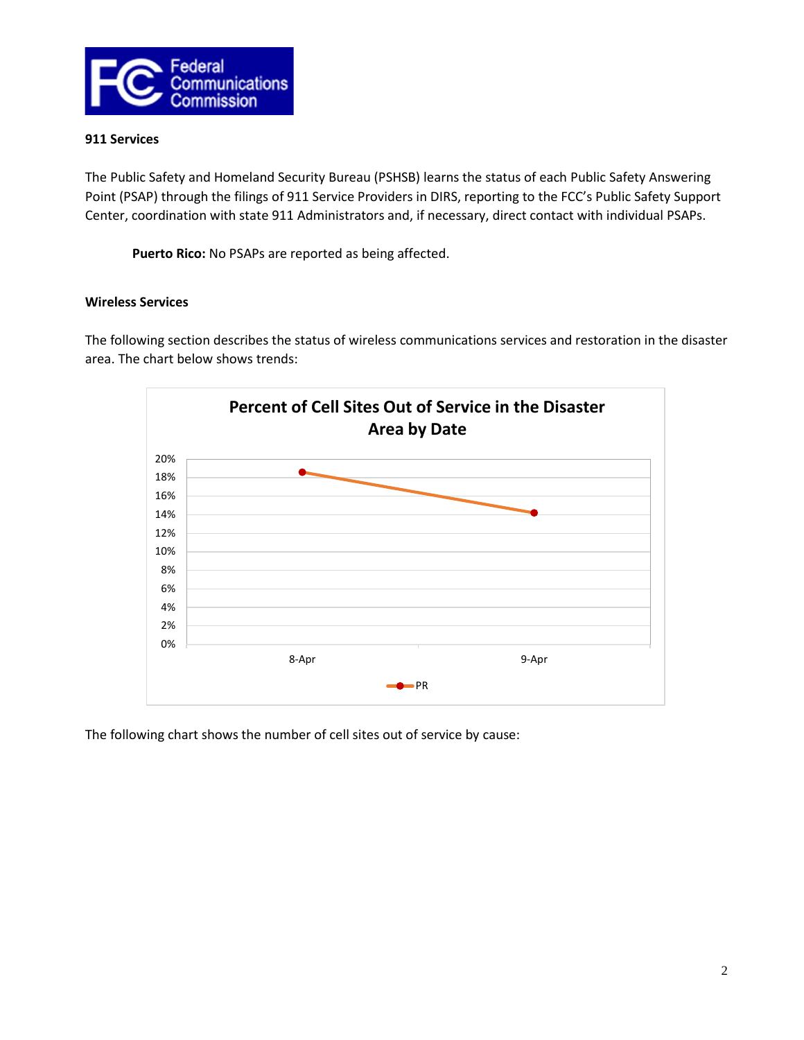**911 Services**

The Public Safety and Homeland Security Bureau (PSHSB) learns the status of each Public Safety Answering Point (PSAP) through the filings of 911 Service Providers in DIRS, reporting to the FCC's Public Safety Support Center, coordination with state 911 Administrators and, if necessary, direct contact with individual PSAPs.

**Puerto Rico:** No PSAPs are reported as being affected.

**Wireless Services**

The following section describes the status of wireless communications services and restoration in the disaster area. The chart below shows trends:

The following chart shows the number of cell sites out of service by cause: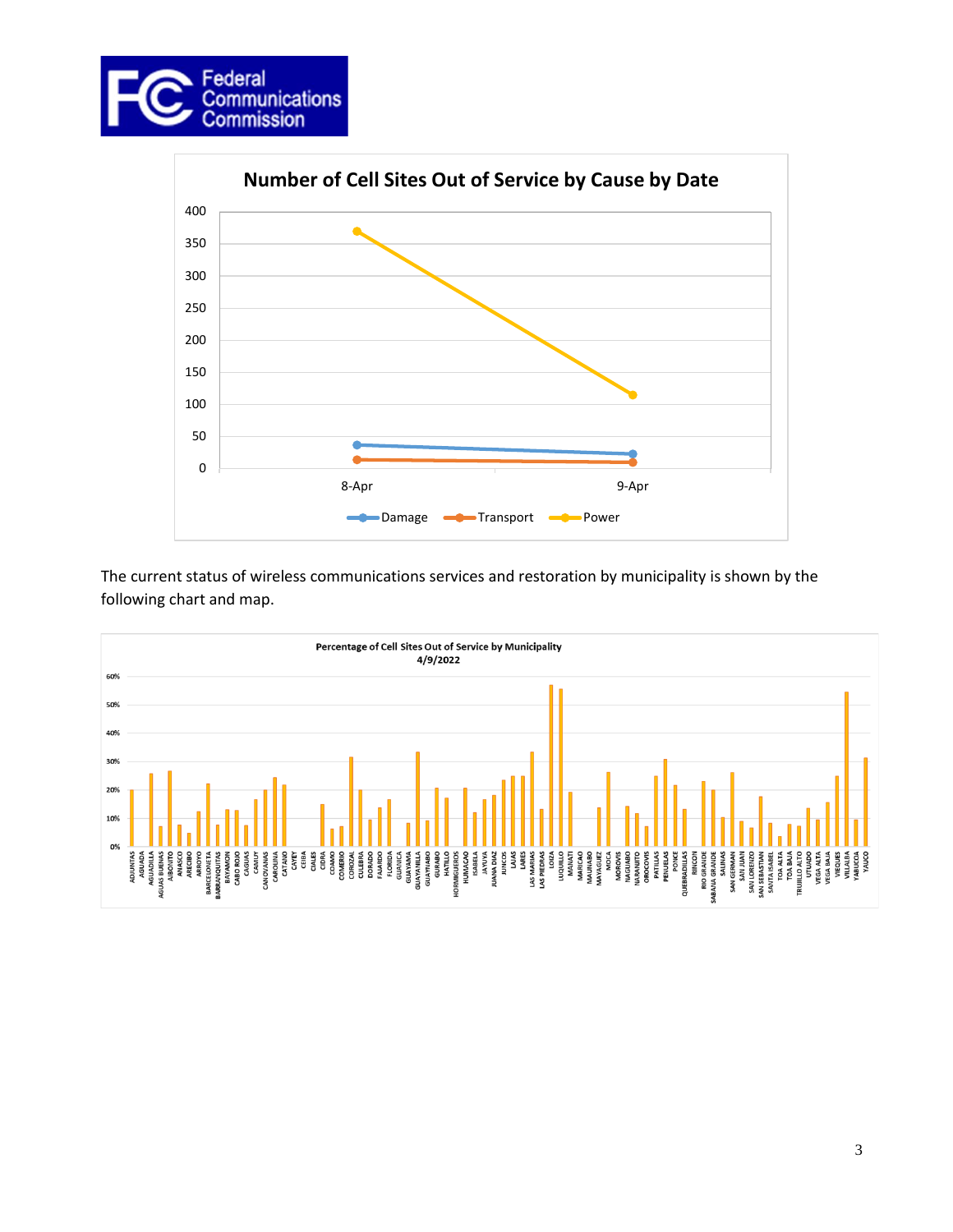Number of Cell Sites Out of Service by Cause by Date

The current status of wireless communications services and restoration by municipality is shown by the following chart and map.

Percentage of Cell Sites Out of Service by Municipality
4/9/2022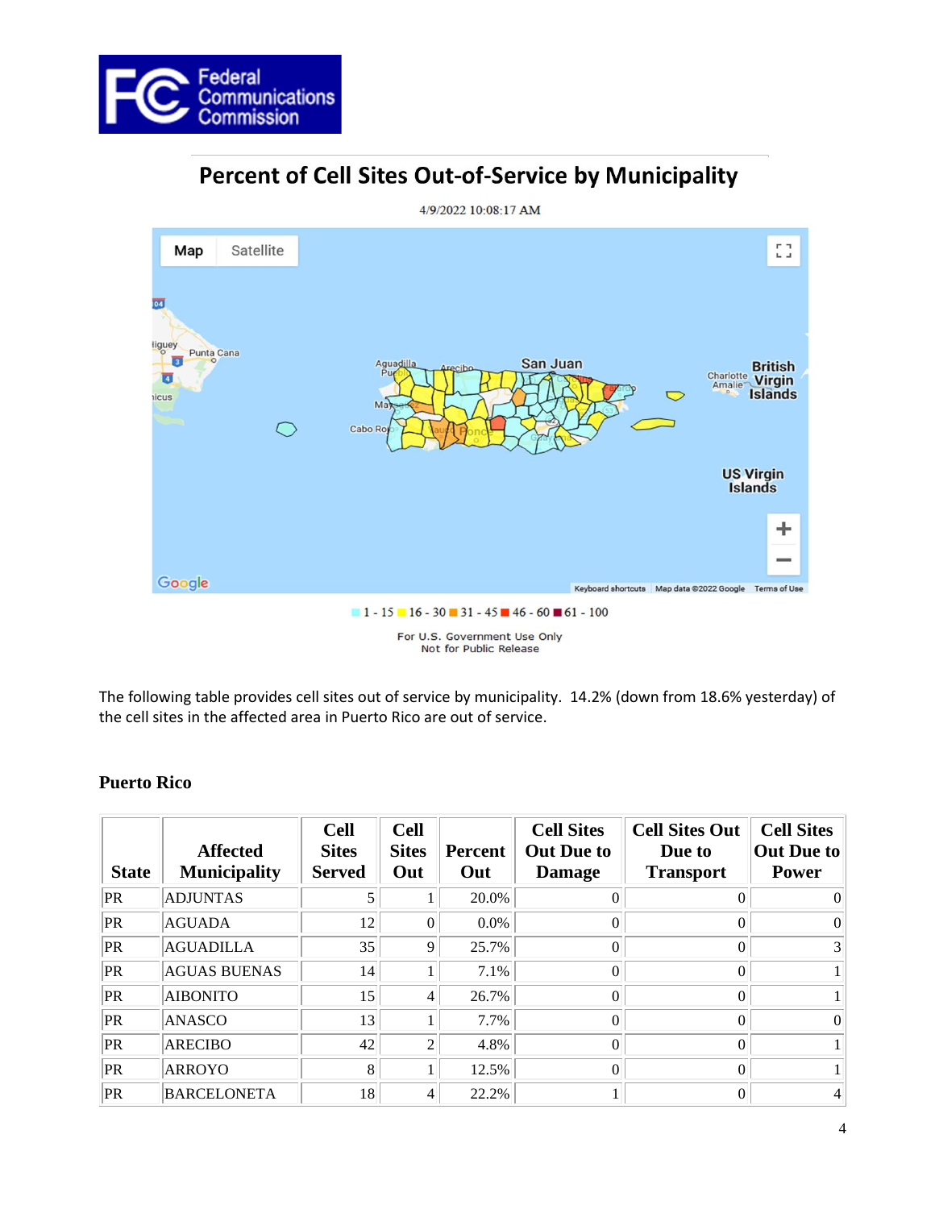## Percent of Cell Sites Out-of-Service by Municipality

4/9/2022 10:08:17 AM

1 - 15 16 - 30 31 - 45 46 - 60 61 - 100

For U.S. Government Use Only
Not for Public Release

The following table provides cell sites out of service by municipality. 14.2% (down from 18.6% yesterday) of the cell sites in the affected area in Puerto Rico are out of service.

### Puerto Rico

| State | Affected Municipality | Cell Sites Served | Cell Sites Out | Percent Out | Cell Sites Out Due to Damage | Cell Sites Out Due to Transport | Cell Sites Out Due to Power |
|---|---|---|---|---|---|---|---|
| PR | ADJUNTAS | 5 | 1 | 20.0% | 0 | 0 | 0 |
| PR | AGUADA | 12 | 0 | 0.0% | 0 | 0 | 0 |
| PR | AGUADILLA | 35 | 9 | 25.7% | 0 | 0 | 3 |
| PR | AGUAS BUENAS | 14 | 1 | 7.1% | 0 | 0 | 1 |
| PR | AIBONITO | 15 | 4 | 26.7% | 0 | 0 | 1 |
| PR | ANASCO | 13 | 1 | 7.7% | 0 | 0 | 0 |
| PR | ARECIBO | 42 | 2 | 4.8% | 0 | 0 | 1 |
| PR | ARROYO | 8 | 1 | 12.5% | 0 | 0 | 1 |
| PR | BARCELONETA | 18 | 4 | 22.2% | 1 | 0 | 4 |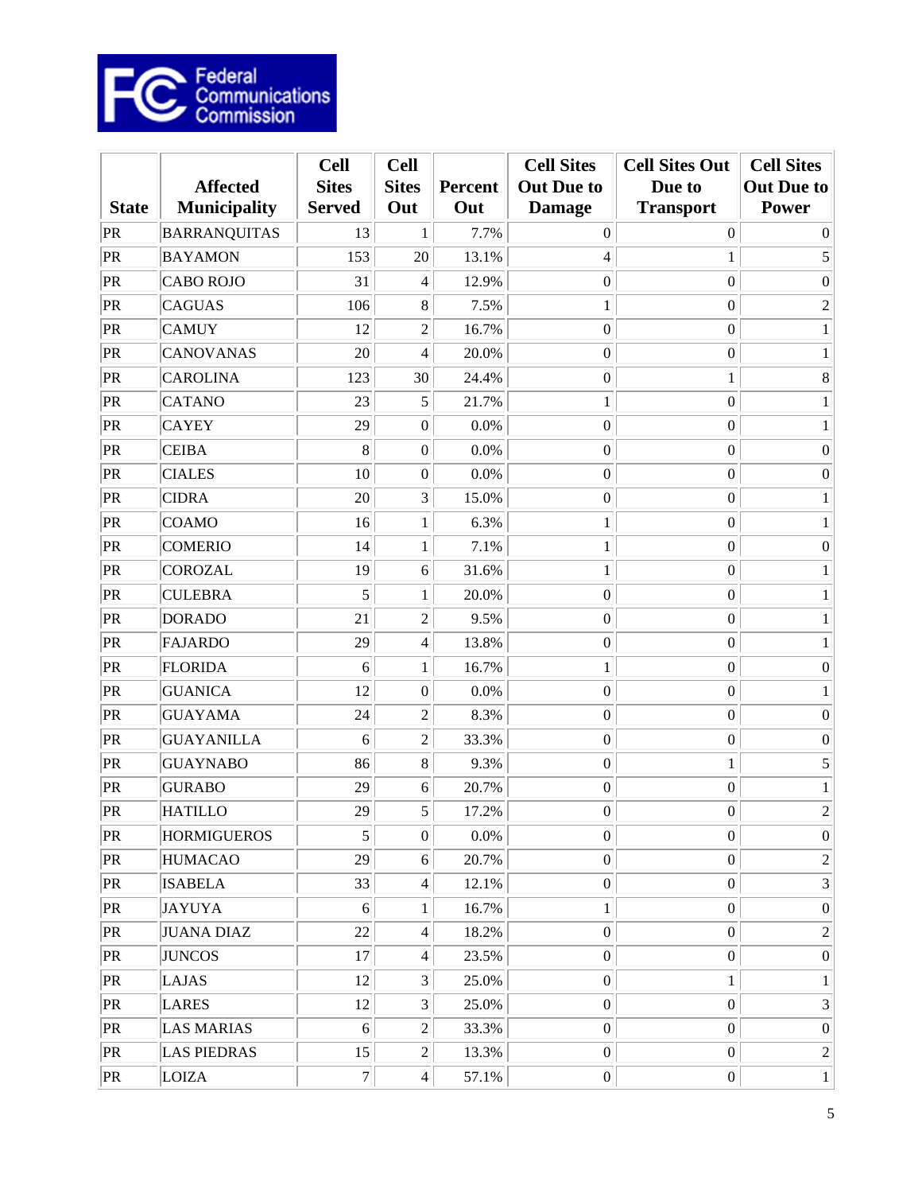Federal Communications Commission

| State | Affected Municipality | Cell Sites Served | Cell Sites Out | Percent Out | Cell Sites Out Due to Damage | Cell Sites Out Due to Transport | Cell Sites Out Due to Power |
|---|---|---|---|---|---|---|---|
| PR | BARRANQUITAS | 13 | 1 | 7.7% | 0 | 0 | 0 |
| PR | BAYAMON | 153 | 20 | 13.1% | 4 | 1 | 5 |
| PR | CABO ROJO | 31 | 4 | 12.9% | 0 | 0 | 0 |
| PR | CAGUAS | 106 | 8 | 7.5% | 1 | 0 | 2 |
| PR | CAMUY | 12 | 2 | 16.7% | 0 | 0 | 1 |
| PR | CANOVANAS | 20 | 4 | 20.0% | 0 | 0 | 1 |
| PR | CAROLINA | 123 | 30 | 24.4% | 0 | 1 | 8 |
| PR | CATANO | 23 | 5 | 21.7% | 1 | 0 | 1 |
| PR | CAYEY | 29 | 0 | 0.0% | 0 | 0 | 1 |
| PR | CEIBA | 8 | 0 | 0.0% | 0 | 0 | 0 |
| PR | CIALES | 10 | 0 | 0.0% | 0 | 0 | 0 |
| PR | CIDRA | 20 | 3 | 15.0% | 0 | 0 | 1 |
| PR | COAMO | 16 | 1 | 6.3% | 1 | 0 | 1 |
| PR | COMERIO | 14 | 1 | 7.1% | 1 | 0 | 0 |
| PR | COROZAL | 19 | 6 | 31.6% | 1 | 0 | 1 |
| PR | CULEBRA | 5 | 1 | 20.0% | 0 | 0 | 1 |
| PR | DORADO | 21 | 2 | 9.5% | 0 | 0 | 1 |
| PR | FAJARDO | 29 | 4 | 13.8% | 0 | 0 | 1 |
| PR | FLORIDA | 6 | 1 | 16.7% | 1 | 0 | 0 |
| PR | GUANICA | 12 | 0 | 0.0% | 0 | 0 | 1 |
| PR | GUAYAMA | 24 | 2 | 8.3% | 0 | 0 | 0 |
| PR | GUAYANILLA | 6 | 2 | 33.3% | 0 | 0 | 0 |
| PR | GUAYNABO | 86 | 8 | 9.3% | 0 | 1 | 5 |
| PR | GURABO | 29 | 6 | 20.7% | 0 | 0 | 1 |
| PR | HATILLO | 29 | 5 | 17.2% | 0 | 0 | 2 |
| PR | HORMIGUEROS | 5 | 0 | 0.0% | 0 | 0 | 0 |
| PR | HUMACAO | 29 | 6 | 20.7% | 0 | 0 | 2 |
| PR | ISABELA | 33 | 4 | 12.1% | 0 | 0 | 3 |
| PR | JAYUYA | 6 | 1 | 16.7% | 1 | 0 | 0 |
| PR | JUANA DIAZ | 22 | 4 | 18.2% | 0 | 0 | 2 |
| PR | JUNCOS | 17 | 4 | 23.5% | 0 | 0 | 0 |
| PR | LAJAS | 12 | 3 | 25.0% | 0 | 1 | 1 |
| PR | LARES | 12 | 3 | 25.0% | 0 | 0 | 3 |
| PR | LAS MARIAS | 6 | 2 | 33.3% | 0 | 0 | 0 |
| PR | LAS PIEDRAS | 15 | 2 | 13.3% | 0 | 0 | 2 |
| PR | LOIZA | 7 | 4 | 57.1% | 0 | 0 | 1 |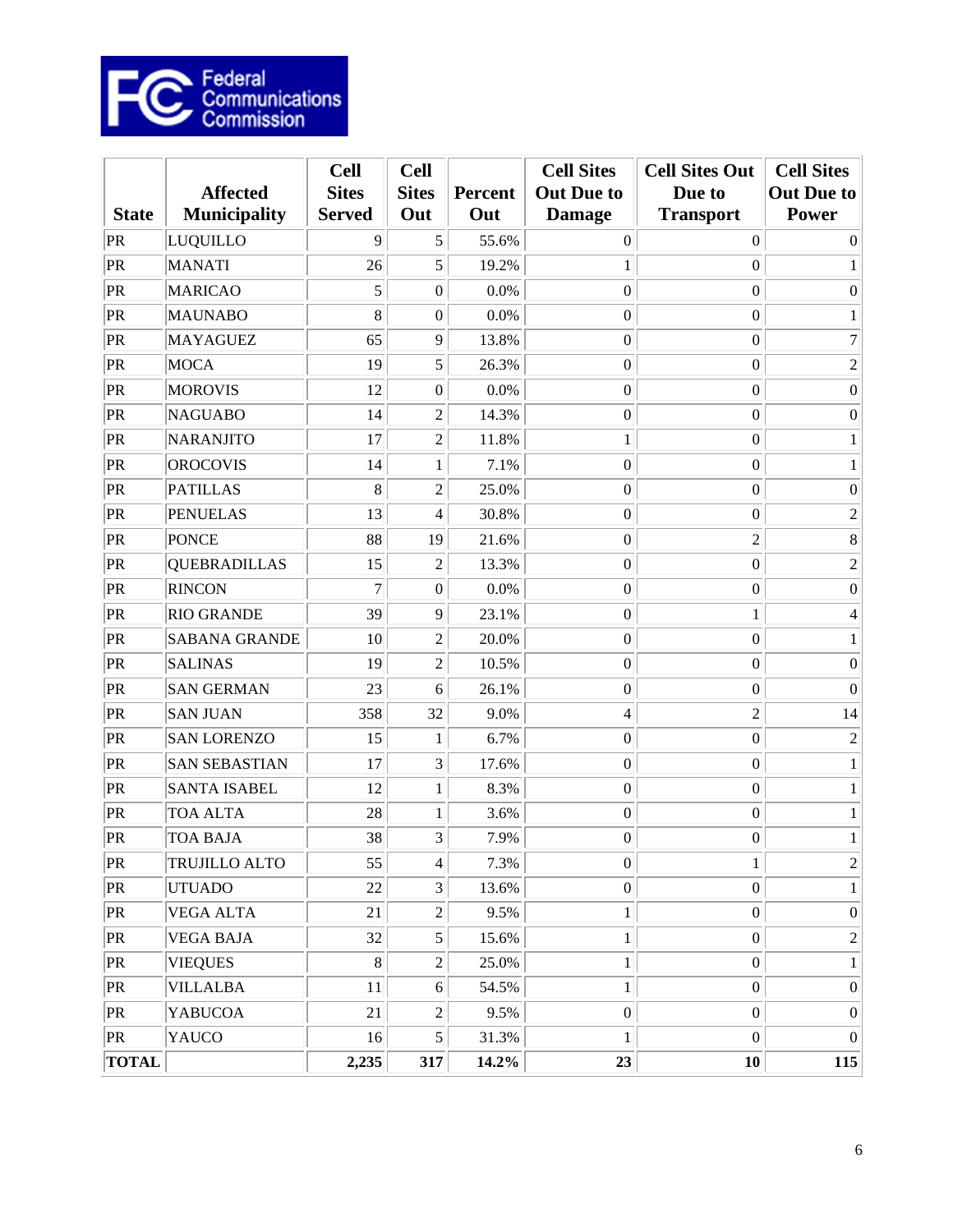| State | Affected Municipality | Cell Sites Served | Cell Sites Out | Percent Out | Cell Sites Out Due to Damage | Cell Sites Out Due to Transport | Cell Sites Out Due to Power |
|---|---|---|---|---|---|---|---|
| PR | LUQUILLO | 9 | 5 | 55.6% | 0 | 0 | 0 |
| PR | MANATI | 26 | 5 | 19.2% | 1 | 0 | 1 |
| PR | MARICAO | 5 | 0 | 0.0% | 0 | 0 | 0 |
| PR | MAUNABO | 8 | 0 | 0.0% | 0 | 0 | 1 |
| PR | MAYAGUEZ | 65 | 9 | 13.8% | 0 | 0 | 7 |
| PR | MOCA | 19 | 5 | 26.3% | 0 | 0 | 2 |
| PR | MOROVIS | 12 | 0 | 0.0% | 0 | 0 | 0 |
| PR | NAGUABO | 14 | 2 | 14.3% | 0 | 0 | 0 |
| PR | NARANJITO | 17 | 2 | 11.8% | 1 | 0 | 1 |
| PR | OROCOVIS | 14 | 1 | 7.1% | 0 | 0 | 1 |
| PR | PATILLAS | 8 | 2 | 25.0% | 0 | 0 | 0 |
| PR | PENUELAS | 13 | 4 | 30.8% | 0 | 0 | 2 |
| PR | PONCE | 88 | 19 | 21.6% | 0 | 2 | 8 |
| PR | QUEBRADILLAS | 15 | 2 | 13.3% | 0 | 0 | 2 |
| PR | RINCON | 7 | 0 | 0.0% | 0 | 0 | 0 |
| PR | RIO GRANDE | 39 | 9 | 23.1% | 0 | 1 | 4 |
| PR | SABANA GRANDE | 10 | 2 | 20.0% | 0 | 0 | 1 |
| PR | SALINAS | 19 | 2 | 10.5% | 0 | 0 | 0 |
| PR | SAN GERMAN | 23 | 6 | 26.1% | 0 | 0 | 0 |
| PR | SAN JUAN | 358 | 32 | 9.0% | 4 | 2 | 14 |
| PR | SAN LORENZO | 15 | 1 | 6.7% | 0 | 0 | 2 |
| PR | SAN SEBASTIAN | 17 | 3 | 17.6% | 0 | 0 | 1 |
| PR | SANTA ISABEL | 12 | 1 | 8.3% | 0 | 0 | 1 |
| PR | TOA ALTA | 28 | 1 | 3.6% | 0 | 0 | 1 |
| PR | TOA BAJA | 38 | 3 | 7.9% | 0 | 0 | 1 |
| PR | TRUJILLO ALTO | 55 | 4 | 7.3% | 0 | 1 | 2 |
| PR | UTUADO | 22 | 3 | 13.6% | 0 | 0 | 1 |
| PR | VEGA ALTA | 21 | 2 | 9.5% | 1 | 0 | 0 |
| PR | VEGA BAJA | 32 | 5 | 15.6% | 1 | 0 | 2 |
| PR | VIEQUES | 8 | 2 | 25.0% | 1 | 0 | 1 |
| PR | VILLALBA | 11 | 6 | 54.5% | 1 | 0 | 0 |
| PR | YABUCOA | 21 | 2 | 9.5% | 0 | 0 | 0 |
| PR | YAUCO | 16 | 5 | 31.3% | 1 | 0 | 0 |
| **TOTAL** | | **2,235** | **317** | **14.2%** | **23** | **10** | **115** |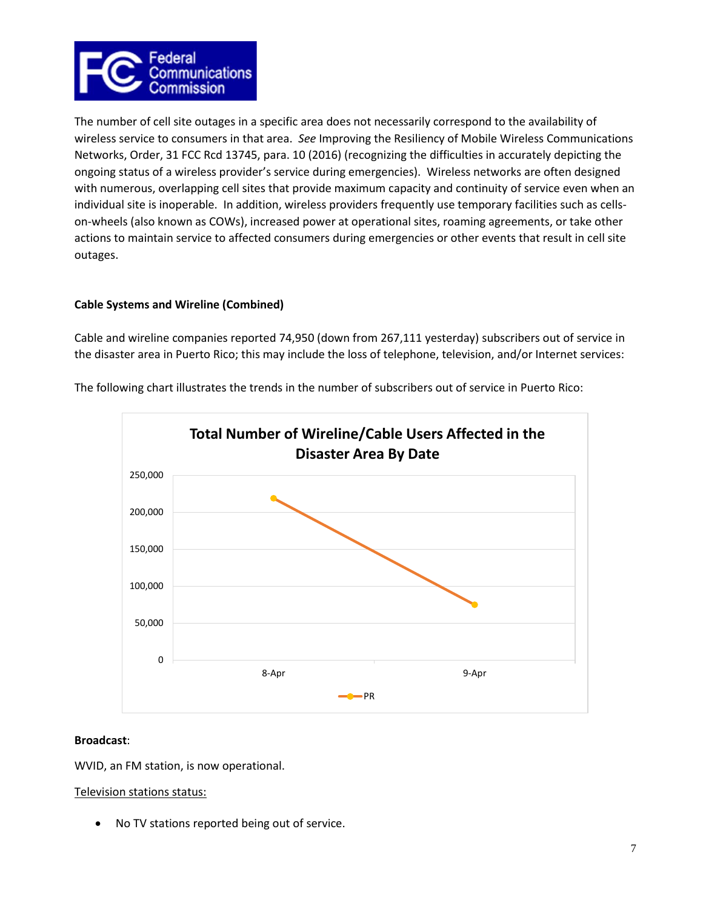The number of cell site outages in a specific area does not necessarily correspond to the availability of wireless service to consumers in that area. *See* Improving the Resiliency of Mobile Wireless Communications Networks, Order, 31 FCC Rcd 13745, para. 10 (2016) (recognizing the difficulties in accurately depicting the ongoing status of a wireless provider's service during emergencies). Wireless networks are often designed with numerous, overlapping cell sites that provide maximum capacity and continuity of service even when an individual site is inoperable. In addition, wireless providers frequently use temporary facilities such as cells-on-wheels (also known as COWs), increased power at operational sites, roaming agreements, or take other actions to maintain service to affected consumers during emergencies or other events that result in cell site outages.

**Cable Systems and Wireline (Combined)**

Cable and wireline companies reported 74,950 (down from 267,111 yesterday) subscribers out of service in the disaster area in Puerto Rico; this may include the loss of telephone, television, and/or Internet services:

The following chart illustrates the trends in the number of subscribers out of service in Puerto Rico:

**Total Number of Wireline/Cable Users Affected in the Disaster Area By Date**

**Broadcast**:

WVID, an FM station, is now operational.

Television stations status:

- No TV stations reported being out of service.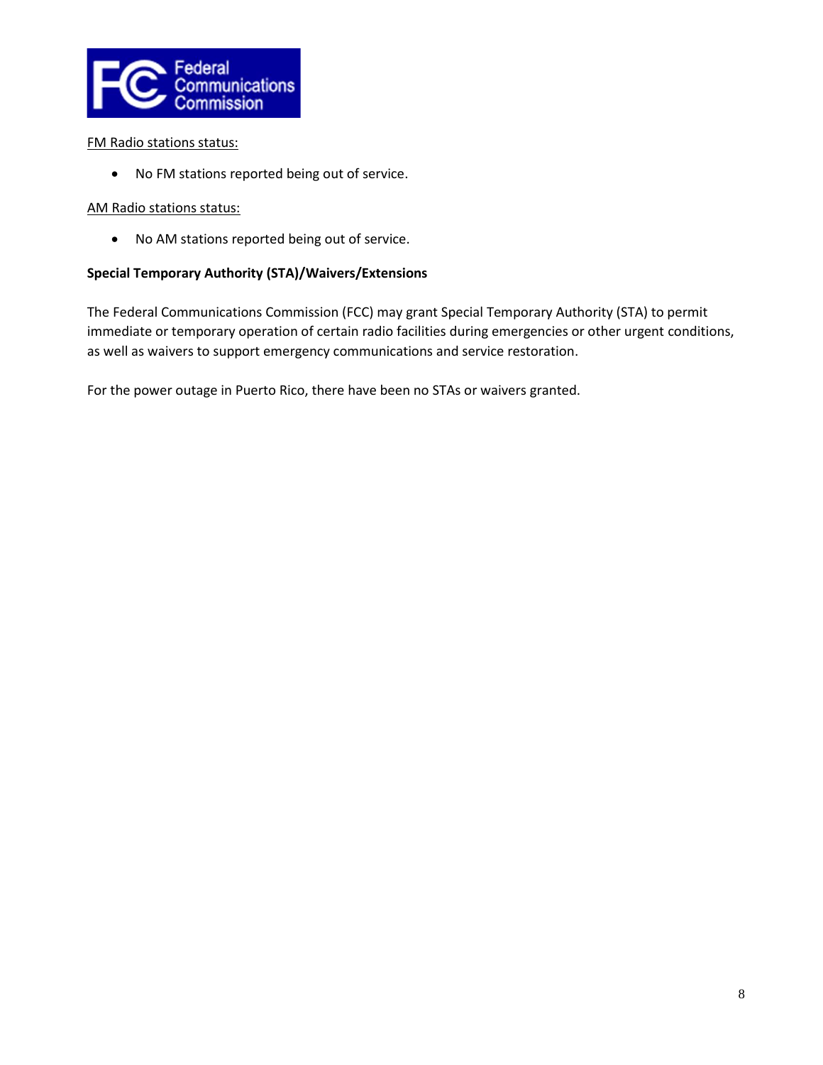FM Radio stations status:

- No FM stations reported being out of service.

AM Radio stations status:

- No AM stations reported being out of service.

**Special Temporary Authority (STA)/Waivers/Extensions**

The Federal Communications Commission (FCC) may grant Special Temporary Authority (STA) to permit immediate or temporary operation of certain radio facilities during emergencies or other urgent conditions, as well as waivers to support emergency communications and service restoration.

For the power outage in Puerto Rico, there have been no STAs or waivers granted.